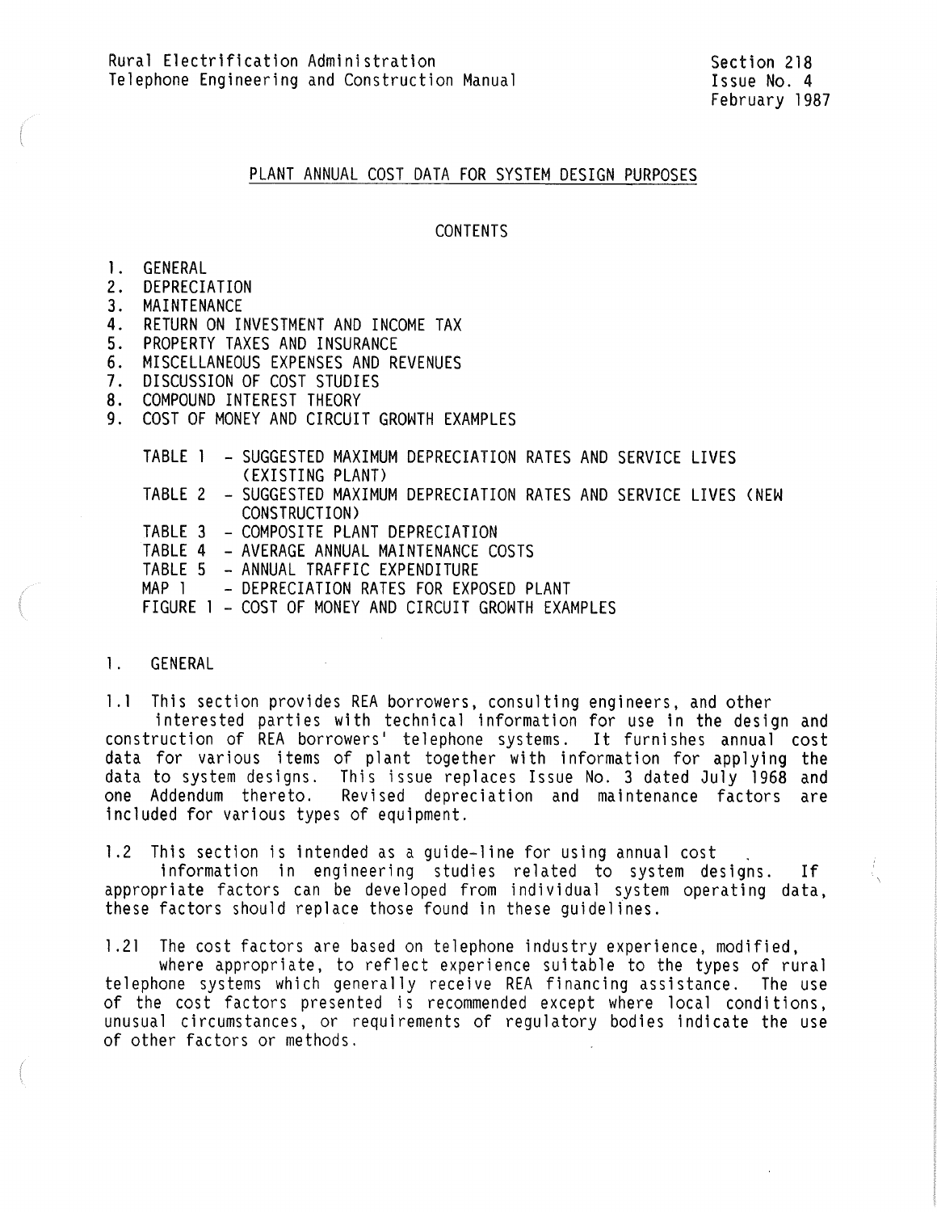Rural Electrification Administration
Telephone Engineering and Construction Manual

Section 218
Issue No. 4
February 1987

# PLANT ANNUAL COST DATA FOR SYSTEM DESIGN PURPOSES

## CONTENTS

1. GENERAL
2. DEPRECIATION
3. MAINTENANCE
4. RETURN ON INVESTMENT AND INCOME TAX
5. PROPERTY TAXES AND INSURANCE
6. MISCELLANEOUS EXPENSES AND REVENUES
7. DISCUSSION OF COST STUDIES
8. COMPOUND INTEREST THEORY
9. COST OF MONEY AND CIRCUIT GROWTH EXAMPLES

TABLE 1 - SUGGESTED MAXIMUM DEPRECIATION RATES AND SERVICE LIVES (EXISTING PLANT)
TABLE 2 - SUGGESTED MAXIMUM DEPRECIATION RATES AND SERVICE LIVES (NEW CONSTRUCTION)
TABLE 3 - COMPOSITE PLANT DEPRECIATION
TABLE 4 - AVERAGE ANNUAL MAINTENANCE COSTS
TABLE 5 - ANNUAL TRAFFIC EXPENDITURE
MAP 1 - DEPRECIATION RATES FOR EXPOSED PLANT
FIGURE 1 - COST OF MONEY AND CIRCUIT GROWTH EXAMPLES

## 1. GENERAL

1.1 This section provides REA borrowers, consulting engineers, and other interested parties with technical information for use in the design and construction of REA borrowers' telephone systems. It furnishes annual cost data for various items of plant together with information for applying the data to system designs. This issue replaces Issue No. 3 dated July 1968 and one Addendum thereto. Revised depreciation and maintenance factors are included for various types of equipment.

1.2 This section is intended as a guide-line for using annual cost information in engineering studies related to system designs. If appropriate factors can be developed from individual system operating data, these factors should replace those found in these guidelines.

1.21 The cost factors are based on telephone industry experience, modified, where appropriate, to reflect experience suitable to the types of rural telephone systems which generally receive REA financing assistance. The use of the cost factors presented is recommended except where local conditions, unusual circumstances, or requirements of regulatory bodies indicate the use of other factors or methods.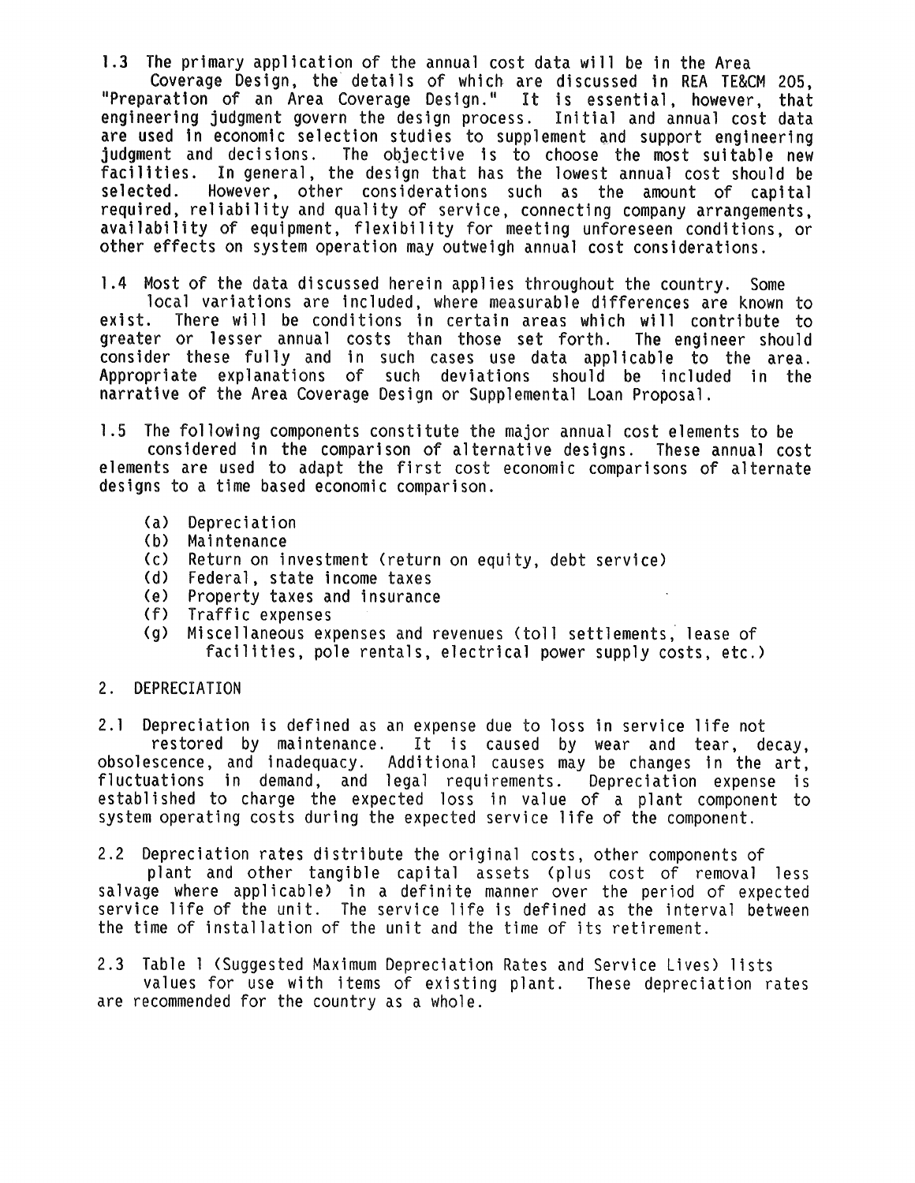1.3 The primary application of the annual cost data will be in the Area Coverage Design, the details of which are discussed in REA TE&CM 205, "Preparation of an Area Coverage Design." It is essential, however, that engineering judgment govern the design process. Initial and annual cost data are used in economic selection studies to supplement and support engineering judgment and decisions. The objective is to choose the most suitable new facilities. In general, the design that has the lowest annual cost should be selected. However, other considerations such as the amount of capital required, reliability and quality of service, connecting company arrangements, availability of equipment, flexibility for meeting unforeseen conditions, or other effects on system operation may outweigh annual cost considerations.

1.4 Most of the data discussed herein applies throughout the country. Some local variations are included, where measurable differences are known to exist. There will be conditions in certain areas which will contribute to greater or lesser annual costs than those set forth. The engineer should consider these fully and in such cases use data applicable to the area. Appropriate explanations of such deviations should be included in the narrative of the Area Coverage Design or Supplemental Loan Proposal.

1.5 The following components constitute the major annual cost elements to be considered in the comparison of alternative designs. These annual cost elements are used to adapt the first cost economic comparisons of alternate designs to a time based economic comparison.

- (a) Depreciation
- (b) Maintenance
- (c) Return on investment (return on equity, debt service)
- (d) Federal, state income taxes
- (e) Property taxes and insurance
- (f) Traffic expenses
- (g) Miscellaneous expenses and revenues (toll settlements, lease of facilities, pole rentals, electrical power supply costs, etc.)

## 2. DEPRECIATION

2.1 Depreciation is defined as an expense due to loss in service life not restored by maintenance. It is caused by wear and tear, decay, obsolescence, and inadequacy. Additional causes may be changes in the art, fluctuations in demand, and legal requirements. Depreciation expense is established to charge the expected loss in value of a plant component to system operating costs during the expected service life of the component.

2.2 Depreciation rates distribute the original costs, other components of plant and other tangible capital assets (plus cost of removal less salvage where applicable) in a definite manner over the period of expected service life of the unit. The service life is defined as the interval between the time of installation of the unit and the time of its retirement.

2.3 Table 1 (Suggested Maximum Depreciation Rates and Service Lives) lists values for use with items of existing plant. These depreciation rates are recommended for the country as a whole.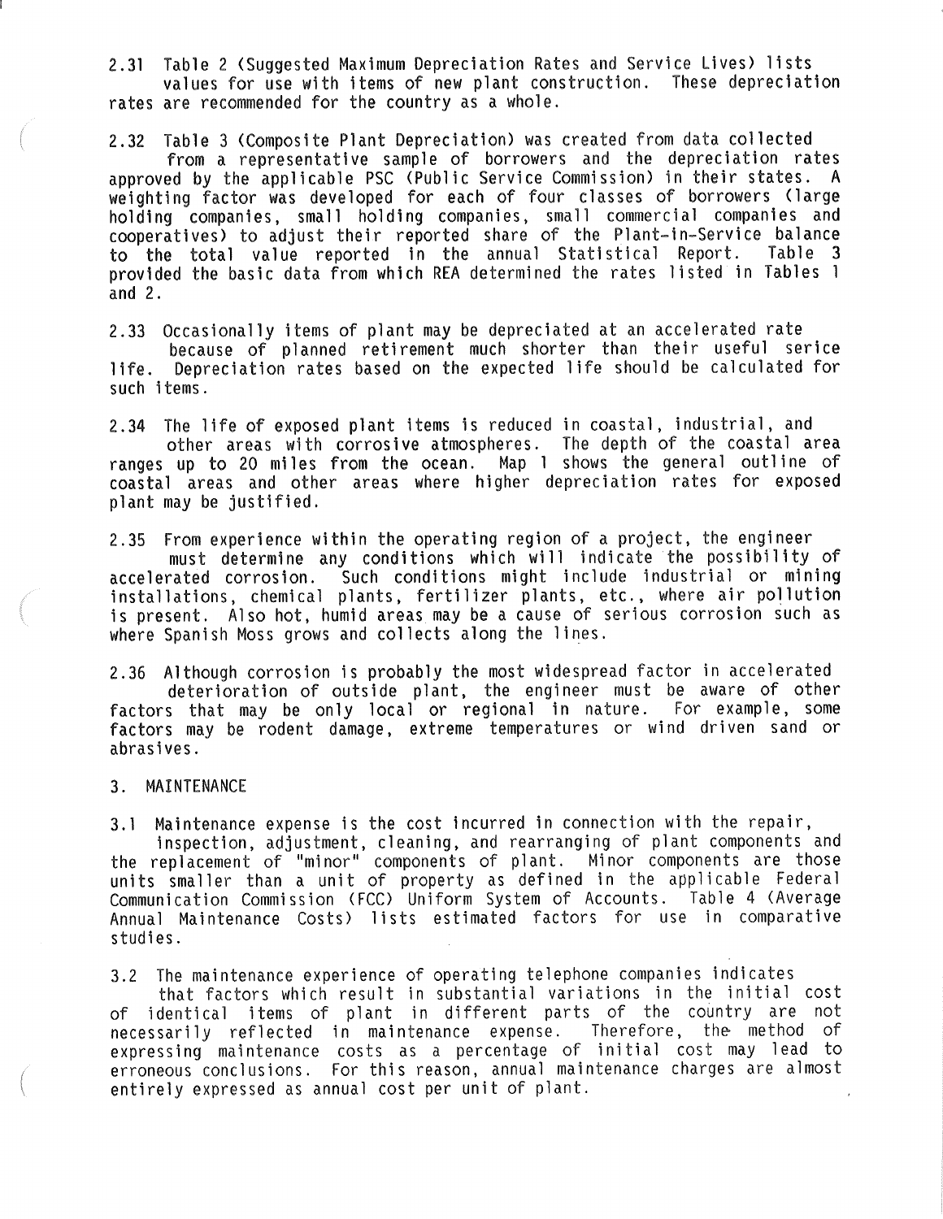2.31 Table 2 (Suggested Maximum Depreciation Rates and Service Lives) lists values for use with items of new plant construction. These depreciation rates are recommended for the country as a whole.

2.32 Table 3 (Composite Plant Depreciation) was created from data collected from a representative sample of borrowers and the depreciation rates approved by the applicable PSC (Public Service Commission) in their states. A weighting factor was developed for each of four classes of borrowers (large holding companies, small holding companies, small commercial companies and cooperatives) to adjust their reported share of the Plant-in-Service balance to the total value reported in the annual Statistical Report. Table 3 provided the basic data from which REA determined the rates listed in Tables 1 and 2.

2.33 Occasionally items of plant may be depreciated at an accelerated rate because of planned retirement much shorter than their useful serice life. Depreciation rates based on the expected life should be calculated for such items.

2.34 The life of exposed plant items is reduced in coastal, industrial, and other areas with corrosive atmospheres. The depth of the coastal area ranges up to 20 miles from the ocean. Map 1 shows the general outline of coastal areas and other areas where higher depreciation rates for exposed plant may be justified.

2.35 From experience within the operating region of a project, the engineer must determine any conditions which will indicate the possibility of accelerated corrosion. Such conditions might include industrial or mining installations, chemical plants, fertilizer plants, etc., where air pollution is present. Also hot, humid areas may be a cause of serious corrosion such as where Spanish Moss grows and collects along the lines.

2.36 Although corrosion is probably the most widespread factor in accelerated deterioration of outside plant, the engineer must be aware of other factors that may be only local or regional in nature. For example, some factors may be rodent damage, extreme temperatures or wind driven sand or abrasives.

## 3. MAINTENANCE

3.1 Maintenance expense is the cost incurred in connection with the repair, inspection, adjustment, cleaning, and rearranging of plant components and the replacement of "minor" components of plant. Minor components are those units smaller than a unit of property as defined in the applicable Federal Communication Commission (FCC) Uniform System of Accounts. Table 4 (Average Annual Maintenance Costs) lists estimated factors for use in comparative studies.

3.2 The maintenance experience of operating telephone companies indicates that factors which result in substantial variations in the initial cost of identical items of plant in different parts of the country are not necessarily reflected in maintenance expense. Therefore, the method of expressing maintenance costs as a percentage of initial cost may lead to erroneous conclusions. For this reason, annual maintenance charges are almost entirely expressed as annual cost per unit of plant.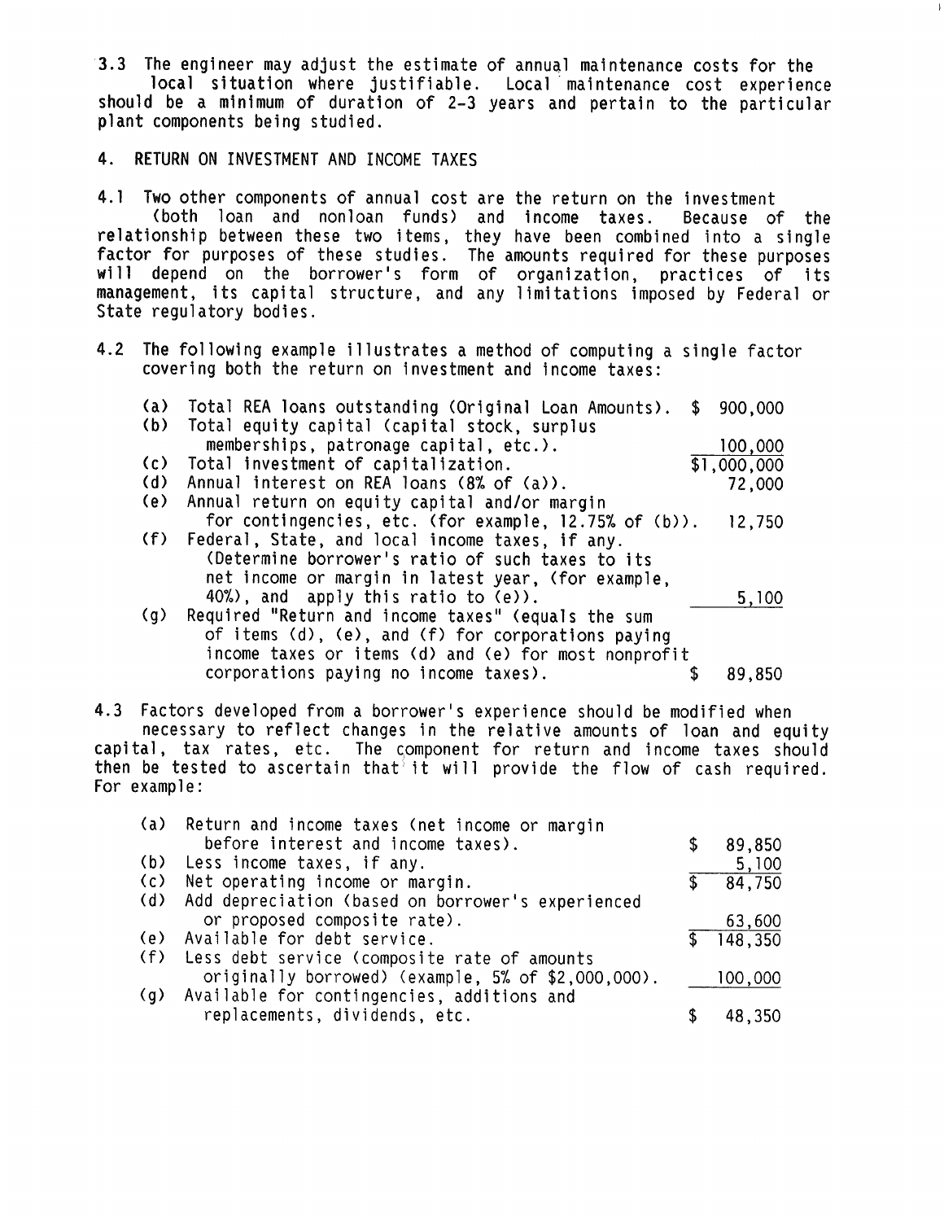3.3 The engineer may adjust the estimate of annual maintenance costs for the local situation where justifiable. Local maintenance cost experience should be a minimum of duration of 2-3 years and pertain to the particular plant components being studied.

## 4. RETURN ON INVESTMENT AND INCOME TAXES

4.1 Two other components of annual cost are the return on the investment (both loan and nonloan funds) and income taxes. Because of the relationship between these two items, they have been combined into a single factor for purposes of these studies. The amounts required for these purposes will depend on the borrower's form of organization, practices of its management, its capital structure, and any limitations imposed by Federal or State regulatory bodies.

4.2 The following example illustrates a method of computing a single factor covering both the return on investment and income taxes:

| | | |
|---|---|---|
| (a) | Total REA loans outstanding (Original Loan Amounts). | $ 900,000 |
| (b) | Total equity capital (capital stock, surplus memberships, patronage capital, etc.). | 100,000 |
| (c) | Total investment of capitalization. | $1,000,000 |
| (d) | Annual interest on REA loans (8% of (a)). | 72,000 |
| (e) | Annual return on equity capital and/or margin for contingencies, etc. (for example, 12.75% of (b)). | 12,750 |
| (f) | Federal, State, and local income taxes, if any. (Determine borrower's ratio of such taxes to its net income or margin in latest year, (for example, 40%), and apply this ratio to (e)). | 5,100 |
| (g) | Required "Return and income taxes" (equals the sum of items (d), (e), and (f) for corporations paying income taxes or items (d) and (e) for most nonprofit corporations paying no income taxes). | $ 89,850 |

4.3 Factors developed from a borrower's experience should be modified when necessary to reflect changes in the relative amounts of loan and equity capital, tax rates, etc. The component for return and income taxes should then be tested to ascertain that it will provide the flow of cash required. For example:

| | | |
|---|---|---|
| (a) | Return and income taxes (net income or margin before interest and income taxes). | $ 89,850 |
| (b) | Less income taxes, if any. | 5,100 |
| (c) | Net operating income or margin. | $ 84,750 |
| (d) | Add depreciation (based on borrower's experienced or proposed composite rate). | 63,600 |
| (e) | Available for debt service. | $ 148,350 |
| (f) | Less debt service (composite rate of amounts originally borrowed) (example, 5% of $2,000,000). | 100,000 |
| (g) | Available for contingencies, additions and replacements, dividends, etc. | $ 48,350 |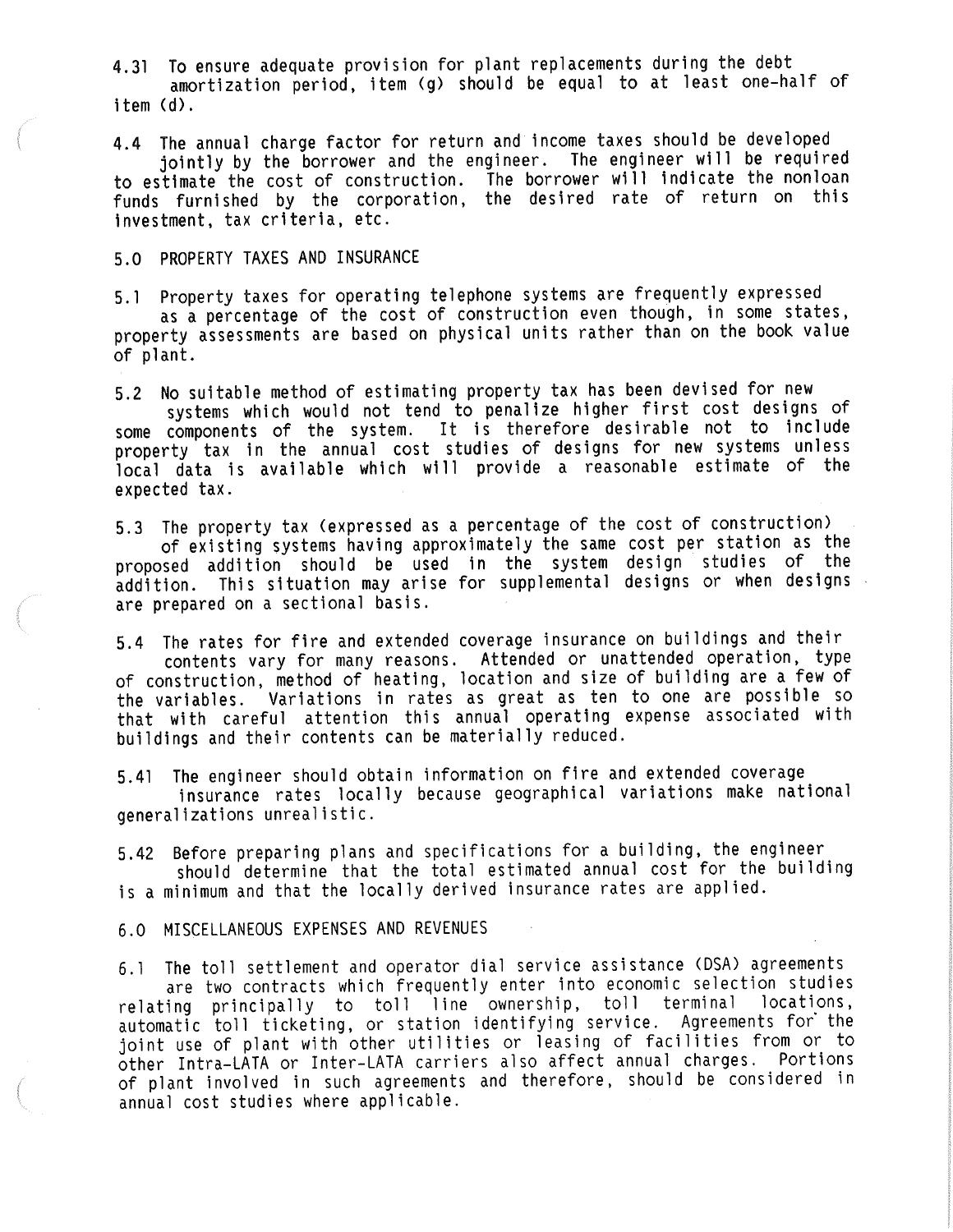4.31 To ensure adequate provision for plant replacements during the debt amortization period, item (g) should be equal to at least one-half of item (d).

4.4 The annual charge factor for return and income taxes should be developed jointly by the borrower and the engineer. The engineer will be required to estimate the cost of construction. The borrower will indicate the nonloan funds furnished by the corporation, the desired rate of return on this investment, tax criteria, etc.

## 5.0 PROPERTY TAXES AND INSURANCE

5.1 Property taxes for operating telephone systems are frequently expressed as a percentage of the cost of construction even though, in some states, property assessments are based on physical units rather than on the book value of plant.

5.2 No suitable method of estimating property tax has been devised for new systems which would not tend to penalize higher first cost designs of some components of the system. It is therefore desirable not to include property tax in the annual cost studies of designs for new systems unless local data is available which will provide a reasonable estimate of the expected tax.

5.3 The property tax (expressed as a percentage of the cost of construction) of existing systems having approximately the same cost per station as the proposed addition should be used in the system design studies of the addition. This situation may arise for supplemental designs or when designs are prepared on a sectional basis.

5.4 The rates for fire and extended coverage insurance on buildings and their contents vary for many reasons. Attended or unattended operation, type of construction, method of heating, location and size of building are a few of the variables. Variations in rates as great as ten to one are possible so that with careful attention this annual operating expense associated with buildings and their contents can be materially reduced.

5.41 The engineer should obtain information on fire and extended coverage insurance rates locally because geographical variations make national generalizations unrealistic.

5.42 Before preparing plans and specifications for a building, the engineer should determine that the total estimated annual cost for the building is a minimum and that the locally derived insurance rates are applied.

## 6.0 MISCELLANEOUS EXPENSES AND REVENUES

6.1 The toll settlement and operator dial service assistance (DSA) agreements are two contracts which frequently enter into economic selection studies relating principally to toll line ownership, toll terminal locations, automatic toll ticketing, or station identifying service. Agreements for the joint use of plant with other utilities or leasing of facilities from or to other Intra-LATA or Inter-LATA carriers also affect annual charges. Portions of plant involved in such agreements and therefore, should be considered in annual cost studies where applicable.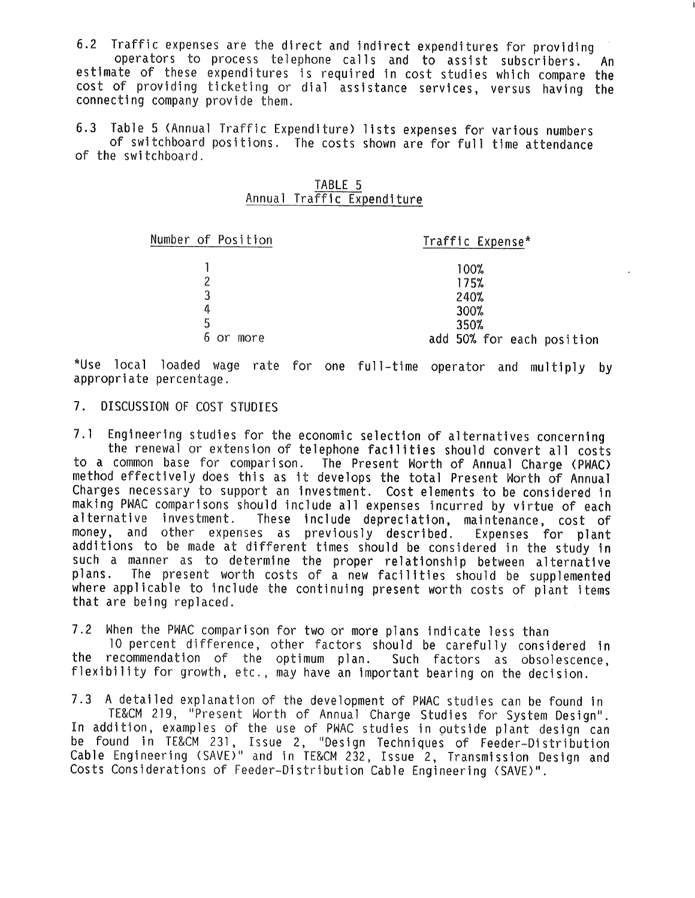6.2 Traffic expenses are the direct and indirect expenditures for providing operators to process telephone calls and to assist subscribers. An estimate of these expenditures is required in cost studies which compare the cost of providing ticketing or dial assistance services, versus having the connecting company provide them.

6.3 Table 5 (Annual Traffic Expenditure) lists expenses for various numbers of switchboard positions. The costs shown are for full time attendance of the switchboard.

TABLE 5
Annual Traffic Expenditure

| Number of Position | Traffic Expense* |
|---|---|
| 1 | 100% |
| 2 | 175% |
| 3 | 240% |
| 4 | 300% |
| 5 | 350% |
| 6 or more | add 50% for each position |

*Use local loaded wage rate for one full-time operator and multiply by appropriate percentage.

## 7. DISCUSSION OF COST STUDIES

7.1 Engineering studies for the economic selection of alternatives concerning the renewal or extension of telephone facilities should convert all costs to a common base for comparison. The Present Worth of Annual Charge (PWAC) method effectively does this as it develops the total Present Worth of Annual Charges necessary to support an investment. Cost elements to be considered in making PWAC comparisons should include all expenses incurred by virtue of each alternative investment. These include depreciation, maintenance, cost of money, and other expenses as previously described. Expenses for plant additions to be made at different times should be considered in the study in such a manner as to determine the proper relationship between alternative plans. The present worth costs of a new facilities should be supplemented where applicable to include the continuing present worth costs of plant items that are being replaced.

7.2 When the PWAC comparison for two or more plans indicate less than 10 percent difference, other factors should be carefully considered in the recommendation of the optimum plan. Such factors as obsolescence, flexibility for growth, etc., may have an important bearing on the decision.

7.3 A detailed explanation of the development of PWAC studies can be found in TE&CM 219, "Present Worth of Annual Charge Studies for System Design". In addition, examples of the use of PWAC studies in outside plant design can be found in TE&CM 231, Issue 2, "Design Techniques of Feeder-Distribution Cable Engineering (SAVE)" and in TE&CM 232, Issue 2, Transmission Design and Costs Considerations of Feeder-Distribution Cable Engineering (SAVE)".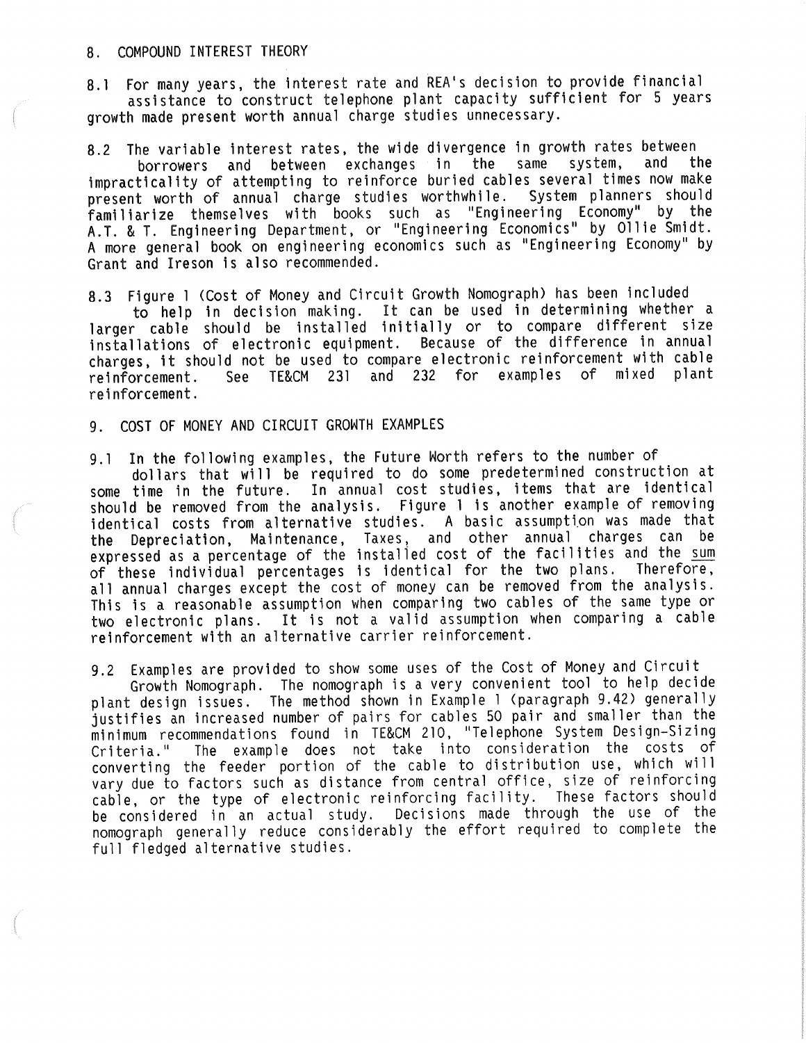## 8. COMPOUND INTEREST THEORY

8.1 For many years, the interest rate and REA's decision to provide financial assistance to construct telephone plant capacity sufficient for 5 years growth made present worth annual charge studies unnecessary.

8.2 The variable interest rates, the wide divergence in growth rates between borrowers and between exchanges in the same system, and the impracticality of attempting to reinforce buried cables several times now make present worth of annual charge studies worthwhile. System planners should familiarize themselves with books such as "Engineering Economy" by the A.T. & T. Engineering Department, or "Engineering Economics" by Ollie Smidt. A more general book on engineering economics such as "Engineering Economy" by Grant and Ireson is also recommended.

8.3 Figure 1 (Cost of Money and Circuit Growth Nomograph) has been included to help in decision making. It can be used in determining whether a larger cable should be installed initially or to compare different size installations of electronic equipment. Because of the difference in annual charges, it should not be used to compare electronic reinforcement with cable reinforcement. See TE&CM 231 and 232 for examples of mixed plant reinforcement.

## 9. COST OF MONEY AND CIRCUIT GROWTH EXAMPLES

9.1 In the following examples, the Future Worth refers to the number of dollars that will be required to do some predetermined construction at some time in the future. In annual cost studies, items that are identical should be removed from the analysis. Figure 1 is another example of removing identical costs from alternative studies. A basic assumption was made that the Depreciation, Maintenance, Taxes, and other annual charges can be expressed as a percentage of the installed cost of the facilities and the <u>sum</u> of these individual percentages is identical for the two plans. Therefore, all annual charges except the cost of money can be removed from the analysis. This is a reasonable assumption when comparing two cables of the same type or two electronic plans. It is not a valid assumption when comparing a cable reinforcement with an alternative carrier reinforcement.

9.2 Examples are provided to show some uses of the Cost of Money and Circuit Growth Nomograph. The nomograph is a very convenient tool to help decide plant design issues. The method shown in Example 1 (paragraph 9.42) generally justifies an increased number of pairs for cables 50 pair and smaller than the minimum recommendations found in TE&CM 210, "Telephone System Design-Sizing Criteria." The example does not take into consideration the costs of converting the feeder portion of the cable to distribution use, which will vary due to factors such as distance from central office, size of reinforcing cable, or the type of electronic reinforcing facility. These factors should be considered in an actual study. Decisions made through the use of the nomograph generally reduce considerably the effort required to complete the full fledged alternative studies.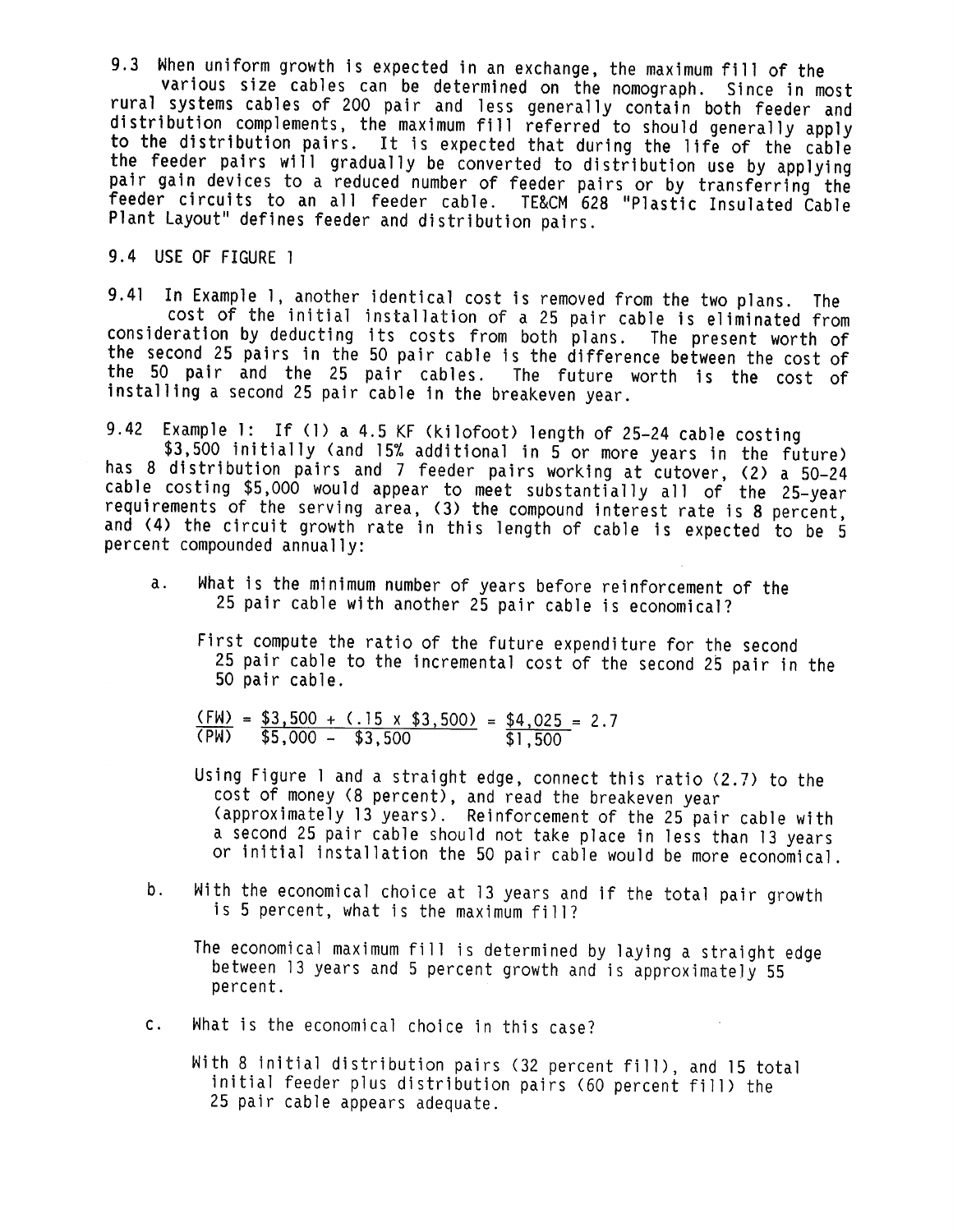9.3 When uniform growth is expected in an exchange, the maximum fill of the various size cables can be determined on the nomograph. Since in most rural systems cables of 200 pair and less generally contain both feeder and distribution complements, the maximum fill referred to should generally apply to the distribution pairs. It is expected that during the life of the cable the feeder pairs will gradually be converted to distribution use by applying pair gain devices to a reduced number of feeder pairs or by transferring the feeder circuits to an all feeder cable. TE&CM 628 "Plastic Insulated Cable Plant Layout" defines feeder and distribution pairs.

9.4 USE OF FIGURE 1

9.41 In Example 1, another identical cost is removed from the two plans. The cost of the initial installation of a 25 pair cable is eliminated from consideration by deducting its costs from both plans. The present worth of the second 25 pairs in the 50 pair cable is the difference between the cost of the 50 pair and the 25 pair cables. The future worth is the cost of installing a second 25 pair cable in the breakeven year.

9.42 Example 1: If (1) a 4.5 KF (kilofoot) length of 25-24 cable costing $3,500 initially (and 15% additional in 5 or more years in the future) has 8 distribution pairs and 7 feeder pairs working at cutover, (2) a 50-24 cable costing $5,000 would appear to meet substantially all of the 25-year requirements of the serving area, (3) the compound interest rate is 8 percent, and (4) the circuit growth rate in this length of cable is expected to be 5 percent compounded annually:

a. What is the minimum number of years before reinforcement of the 25 pair cable with another 25 pair cable is economical?

   First compute the ratio of the future expenditure for the second 25 pair cable to the incremental cost of the second 25 pair in the 50 pair cable.

$$\frac{(FW)}{(PW)} = \frac{\$3{,}500 + (.15 \times \$3{,}500)}{\$5{,}000 - \$3{,}500} = \frac{\$4{,}025}{\$1{,}500} = 2.7$$

   Using Figure 1 and a straight edge, connect this ratio (2.7) to the cost of money (8 percent), and read the breakeven year (approximately 13 years). Reinforcement of the 25 pair cable with a second 25 pair cable should not take place in less than 13 years or initial installation the 50 pair cable would be more economical.

b. With the economical choice at 13 years and if the total pair growth is 5 percent, what is the maximum fill?

   The economical maximum fill is determined by laying a straight edge between 13 years and 5 percent growth and is approximately 55 percent.

c. What is the economical choice in this case?

   With 8 initial distribution pairs (32 percent fill), and 15 total initial feeder plus distribution pairs (60 percent fill) the 25 pair cable appears adequate.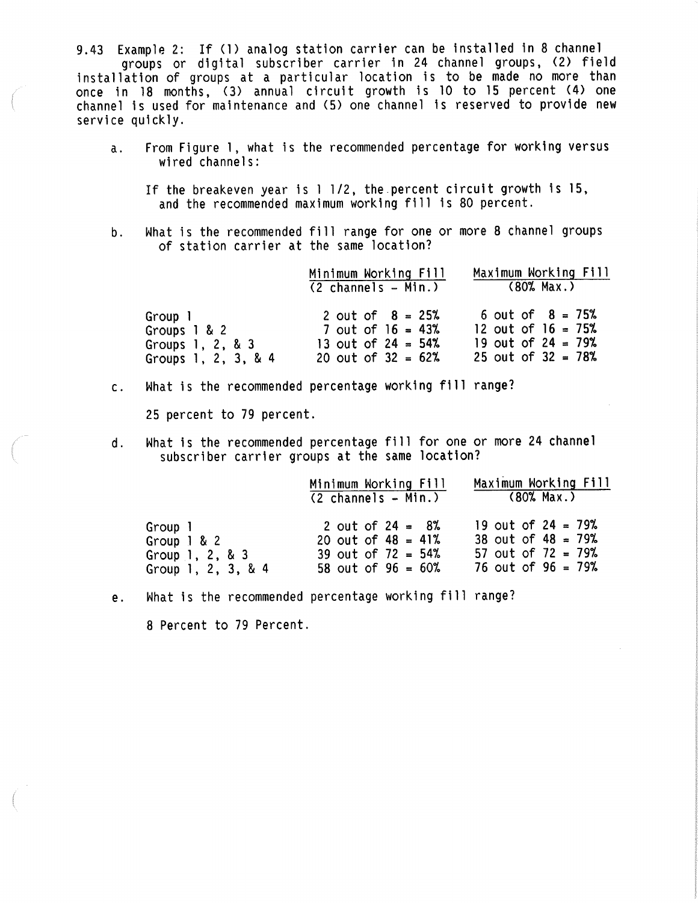9.43 Example 2: If (1) analog station carrier can be installed in 8 channel groups or digital subscriber carrier in 24 channel groups, (2) field installation of groups at a particular location is to be made no more than once in 18 months, (3) annual circuit growth is 10 to 15 percent (4) one channel is used for maintenance and (5) one channel is reserved to provide new service quickly.

a. From Figure 1, what is the recommended percentage for working versus wired channels:

   If the breakeven year is 1 1/2, the percent circuit growth is 15, and the recommended maximum working fill is 80 percent.

b. What is the recommended fill range for one or more 8 channel groups of station carrier at the same location?

| | Minimum Working Fill (2 channels - Min.) | Maximum Working Fill (80% Max.) |
|---|---|---|
| Group 1 | 2 out of 8 = 25% | 6 out of 8 = 75% |
| Groups 1 & 2 | 7 out of 16 = 43% | 12 out of 16 = 75% |
| Groups 1, 2, & 3 | 13 out of 24 = 54% | 19 out of 24 = 79% |
| Groups 1, 2, 3, & 4 | 20 out of 32 = 62% | 25 out of 32 = 78% |

c. What is the recommended percentage working fill range?

   25 percent to 79 percent.

d. What is the recommended percentage fill for one or more 24 channel subscriber carrier groups at the same location?

| | Minimum Working Fill (2 channels - Min.) | Maximum Working Fill (80% Max.) |
|---|---|---|
| Group 1 | 2 out of 24 = 8% | 19 out of 24 = 79% |
| Group 1 & 2 | 20 out of 48 = 41% | 38 out of 48 = 79% |
| Group 1, 2, & 3 | 39 out of 72 = 54% | 57 out of 72 = 79% |
| Group 1, 2, 3, & 4 | 58 out of 96 = 60% | 76 out of 96 = 79% |

e. What is the recommended percentage working fill range?

   8 Percent to 79 Percent.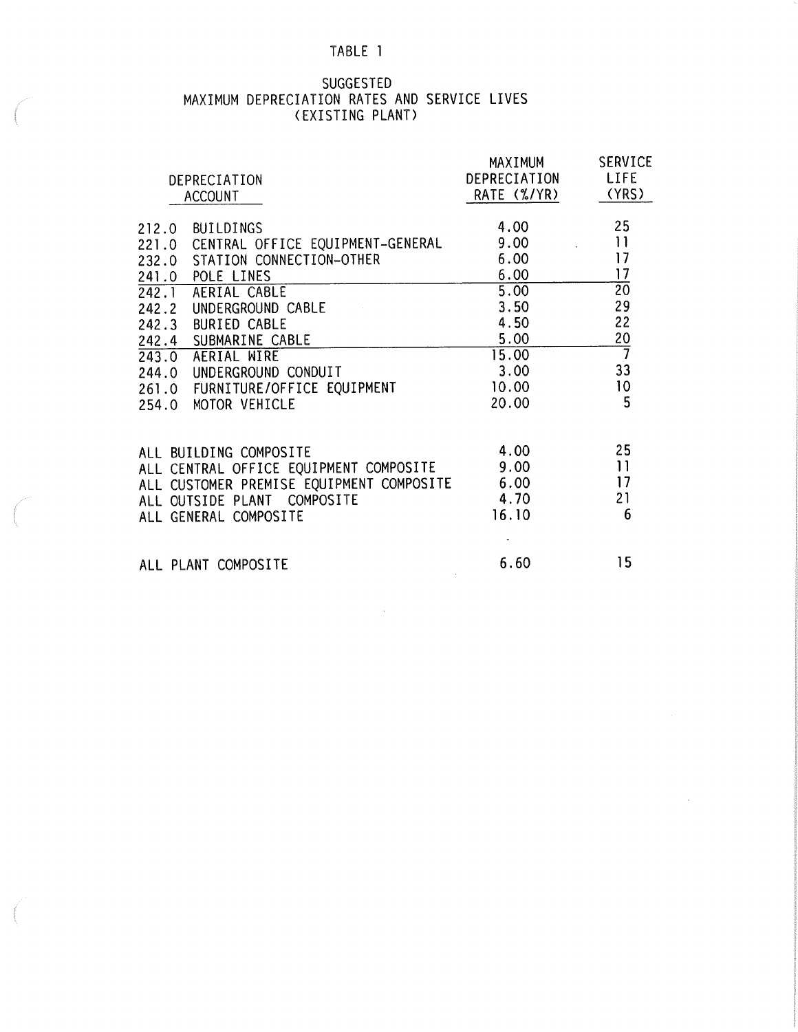TABLE 1

SUGGESTED
MAXIMUM DEPRECIATION RATES AND SERVICE LIVES
(EXISTING PLANT)

| DEPRECIATION ACCOUNT | MAXIMUM DEPRECIATION RATE (%/YR) | SERVICE LIFE (YRS) |
|---|---|---|
| 212.0 BUILDINGS | 4.00 | 25 |
| 221.0 CENTRAL OFFICE EQUIPMENT-GENERAL | 9.00 | 11 |
| 232.0 STATION CONNECTION-OTHER | 6.00 | 17 |
| 241.0 POLE LINES | 6.00 | 17 |
| 242.1 AERIAL CABLE | 5.00 | 20 |
| 242.2 UNDERGROUND CABLE | 3.50 | 29 |
| 242.3 BURIED CABLE | 4.50 | 22 |
| 242.4 SUBMARINE CABLE | 5.00 | 20 |
| 243.0 AERIAL WIRE | 15.00 | 7 |
| 244.0 UNDERGROUND CONDUIT | 3.00 | 33 |
| 261.0 FURNITURE/OFFICE EQUIPMENT | 10.00 | 10 |
| 254.0 MOTOR VEHICLE | 20.00 | 5 |
| | | |
| ALL BUILDING COMPOSITE | 4.00 | 25 |
| ALL CENTRAL OFFICE EQUIPMENT COMPOSITE | 9.00 | 11 |
| ALL CUSTOMER PREMISE EQUIPMENT COMPOSITE | 6.00 | 17 |
| ALL OUTSIDE PLANT COMPOSITE | 4.70 | 21 |
| ALL GENERAL COMPOSITE | 16.10 | 6 |
| | | |
| ALL PLANT COMPOSITE | 6.60 | 15 |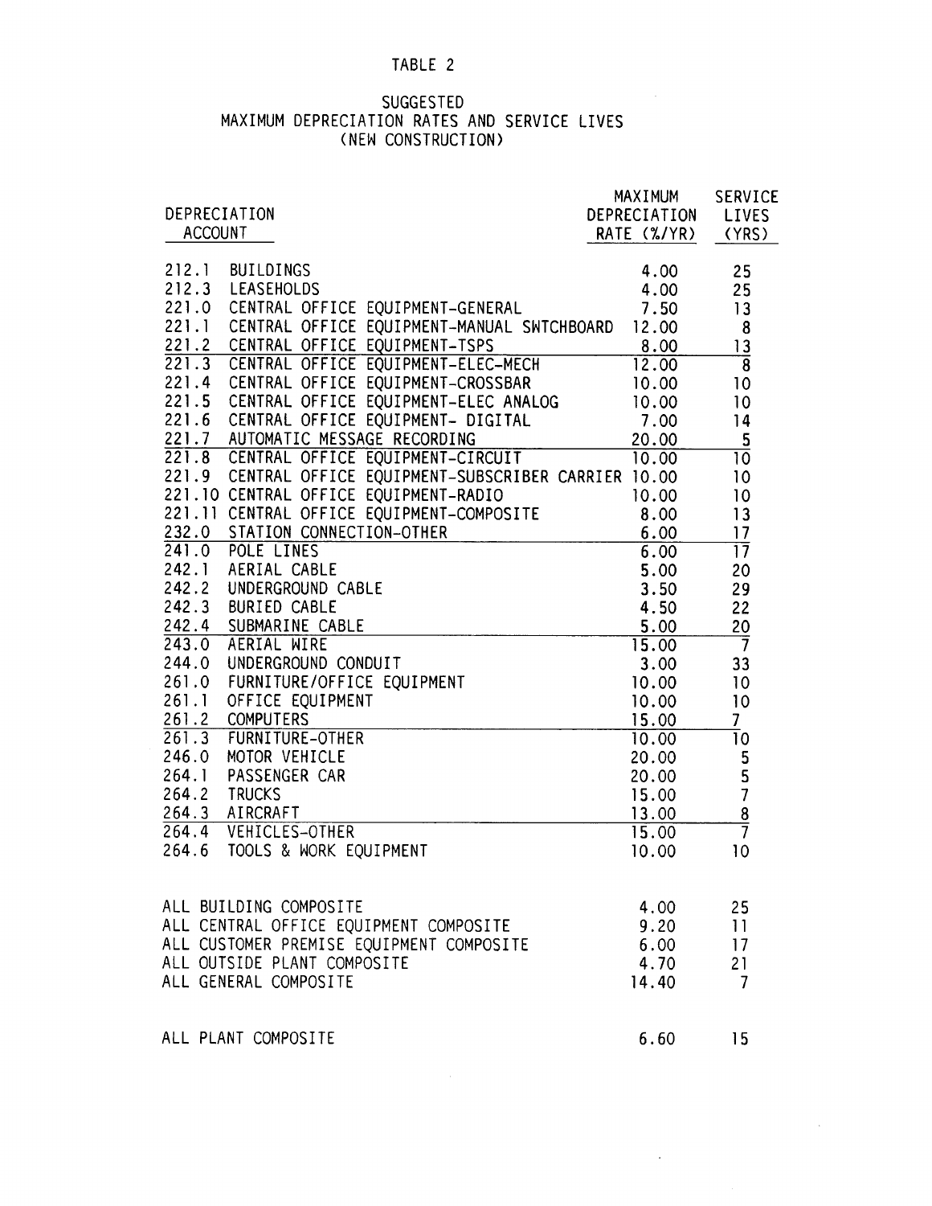TABLE 2

SUGGESTED
MAXIMUM DEPRECIATION RATES AND SERVICE LIVES
(NEW CONSTRUCTION)

| DEPRECIATION ACCOUNT | MAXIMUM DEPRECIATION RATE (%/YR) | SERVICE LIVES (YRS) |
|---|---|---|
| 212.1 BUILDINGS | 4.00 | 25 |
| 212.3 LEASEHOLDS | 4.00 | 25 |
| 221.0 CENTRAL OFFICE EQUIPMENT-GENERAL | 7.50 | 13 |
| 221.1 CENTRAL OFFICE EQUIPMENT-MANUAL SWTCHBOARD | 12.00 | 8 |
| 221.2 CENTRAL OFFICE EQUIPMENT-TSPS | 8.00 | 13 |
| 221.3 CENTRAL OFFICE EQUIPMENT-ELEC-MECH | 12.00 | 8 |
| 221.4 CENTRAL OFFICE EQUIPMENT-CROSSBAR | 10.00 | 10 |
| 221.5 CENTRAL OFFICE EQUIPMENT-ELEC ANALOG | 10.00 | 10 |
| 221.6 CENTRAL OFFICE EQUIPMENT- DIGITAL | 7.00 | 14 |
| 221.7 AUTOMATIC MESSAGE RECORDING | 20.00 | 5 |
| 221.8 CENTRAL OFFICE EQUIPMENT-CIRCUIT | 10.00 | 10 |
| 221.9 CENTRAL OFFICE EQUIPMENT-SUBSCRIBER CARRIER | 10.00 | 10 |
| 221.10 CENTRAL OFFICE EQUIPMENT-RADIO | 10.00 | 10 |
| 221.11 CENTRAL OFFICE EQUIPMENT-COMPOSITE | 8.00 | 13 |
| 232.0 STATION CONNECTION-OTHER | 6.00 | 17 |
| 241.0 POLE LINES | 6.00 | 17 |
| 242.1 AERIAL CABLE | 5.00 | 20 |
| 242.2 UNDERGROUND CABLE | 3.50 | 29 |
| 242.3 BURIED CABLE | 4.50 | 22 |
| 242.4 SUBMARINE CABLE | 5.00 | 20 |
| 243.0 AERIAL WIRE | 15.00 | 7 |
| 244.0 UNDERGROUND CONDUIT | 3.00 | 33 |
| 261.0 FURNITURE/OFFICE EQUIPMENT | 10.00 | 10 |
| 261.1 OFFICE EQUIPMENT | 10.00 | 10 |
| 261.2 COMPUTERS | 15.00 | 7 |
| 261.3 FURNITURE-OTHER | 10.00 | 10 |
| 246.0 MOTOR VEHICLE | 20.00 | 5 |
| 264.1 PASSENGER CAR | 20.00 | 5 |
| 264.2 TRUCKS | 15.00 | 7 |
| 264.3 AIRCRAFT | 13.00 | 8 |
| 264.4 VEHICLES-OTHER | 15.00 | 7 |
| 264.6 TOOLS & WORK EQUIPMENT | 10.00 | 10 |
| | | |
| ALL BUILDING COMPOSITE | 4.00 | 25 |
| ALL CENTRAL OFFICE EQUIPMENT COMPOSITE | 9.20 | 11 |
| ALL CUSTOMER PREMISE EQUIPMENT COMPOSITE | 6.00 | 17 |
| ALL OUTSIDE PLANT COMPOSITE | 4.70 | 21 |
| ALL GENERAL COMPOSITE | 14.40 | 7 |
| | | |
| ALL PLANT COMPOSITE | 6.60 | 15 |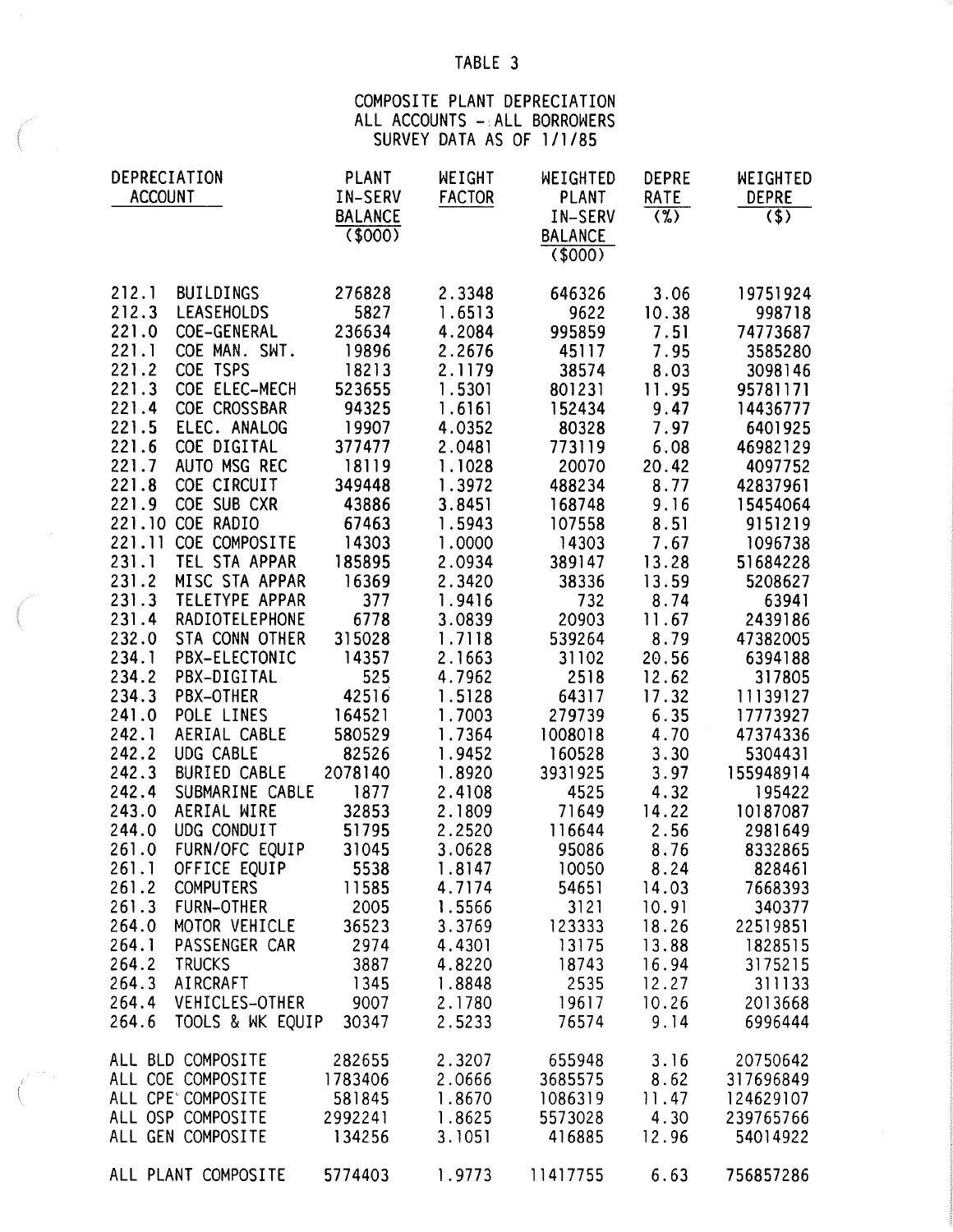# TABLE 3

## COMPOSITE PLANT DEPRECIATION
## ALL ACCOUNTS – ALL BORROWERS
## SURVEY DATA AS OF 1/1/85

| DEPRECIATION ACCOUNT | | PLANT IN-SERV BALANCE ($000) | WEIGHT FACTOR | WEIGHTED PLANT IN-SERV BALANCE ($000) | DEPRE RATE (%) | WEIGHTED DEPRE ($) |
|---|---|---|---|---|---|---|
| 212.1 | BUILDINGS | 276828 | 2.3348 | 646326 | 3.06 | 19751924 |
| 212.3 | LEASEHOLDS | 5827 | 1.6513 | 9622 | 10.38 | 998718 |
| 221.0 | COE-GENERAL | 236634 | 4.2084 | 995859 | 7.51 | 74773687 |
| 221.1 | COE MAN. SWT. | 19896 | 2.2676 | 45117 | 7.95 | 3585280 |
| 221.2 | COE TSPS | 18213 | 2.1179 | 38574 | 8.03 | 3098146 |
| 221.3 | COE ELEC-MECH | 523655 | 1.5301 | 801231 | 11.95 | 95781171 |
| 221.4 | COE CROSSBAR | 94325 | 1.6161 | 152434 | 9.47 | 14436777 |
| 221.5 | ELEC. ANALOG | 19907 | 4.0352 | 80328 | 7.97 | 6401925 |
| 221.6 | COE DIGITAL | 377477 | 2.0481 | 773119 | 6.08 | 46982129 |
| 221.7 | AUTO MSG REC | 18119 | 1.1028 | 20070 | 20.42 | 4097752 |
| 221.8 | COE CIRCUIT | 349448 | 1.3972 | 488234 | 8.77 | 42837961 |
| 221.9 | COE SUB CXR | 43886 | 3.8451 | 168748 | 9.16 | 15454064 |
| 221.10 | COE RADIO | 67463 | 1.5943 | 107558 | 8.51 | 9151219 |
| 221.11 | COE COMPOSITE | 14303 | 1.0000 | 14303 | 7.67 | 1096738 |
| 231.1 | TEL STA APPAR | 185895 | 2.0934 | 389147 | 13.28 | 51684228 |
| 231.2 | MISC STA APPAR | 16369 | 2.3420 | 38336 | 13.59 | 5208627 |
| 231.3 | TELETYPE APPAR | 377 | 1.9416 | 732 | 8.74 | 63941 |
| 231.4 | RADIOTELEPHONE | 6778 | 3.0839 | 20903 | 11.67 | 2439186 |
| 232.0 | STA CONN OTHER | 315028 | 1.7118 | 539264 | 8.79 | 47382005 |
| 234.1 | PBX-ELECTONIC | 14357 | 2.1663 | 31102 | 20.56 | 6394188 |
| 234.2 | PBX-DIGITAL | 525 | 4.7962 | 2518 | 12.62 | 317805 |
| 234.3 | PBX-OTHER | 42516 | 1.5128 | 64317 | 17.32 | 11139127 |
| 241.0 | POLE LINES | 164521 | 1.7003 | 279739 | 6.35 | 17773927 |
| 242.1 | AERIAL CABLE | 580529 | 1.7364 | 1008018 | 4.70 | 47374336 |
| 242.2 | UDG CABLE | 82526 | 1.9452 | 160528 | 3.30 | 5304431 |
| 242.3 | BURIED CABLE | 2078140 | 1.8920 | 3931925 | 3.97 | 155948914 |
| 242.4 | SUBMARINE CABLE | 1877 | 2.4108 | 4525 | 4.32 | 195422 |
| 243.0 | AERIAL WIRE | 32853 | 2.1809 | 71649 | 14.22 | 10187087 |
| 244.0 | UDG CONDUIT | 51795 | 2.2520 | 116644 | 2.56 | 2981649 |
| 261.0 | FURN/OFC EQUIP | 31045 | 3.0628 | 95086 | 8.76 | 8332865 |
| 261.1 | OFFICE EQUIP | 5538 | 1.8147 | 10050 | 8.24 | 828461 |
| 261.2 | COMPUTERS | 11585 | 4.7174 | 54651 | 14.03 | 7668393 |
| 261.3 | FURN-OTHER | 2005 | 1.5566 | 3121 | 10.91 | 340377 |
| 264.0 | MOTOR VEHICLE | 36523 | 3.3769 | 123333 | 18.26 | 22519851 |
| 264.1 | PASSENGER CAR | 2974 | 4.4301 | 13175 | 13.88 | 1828515 |
| 264.2 | TRUCKS | 3887 | 4.8220 | 18743 | 16.94 | 3175215 |
| 264.3 | AIRCRAFT | 1345 | 1.8848 | 2535 | 12.27 | 311133 |
| 264.4 | VEHICLES-OTHER | 9007 | 2.1780 | 19617 | 10.26 | 2013668 |
| 264.6 | TOOLS & WK EQUIP | 30347 | 2.5233 | 76574 | 9.14 | 6996444 |
| ALL BLD COMPOSITE | | 282655 | 2.3207 | 655948 | 3.16 | 20750642 |
| ALL COE COMPOSITE | | 1783406 | 2.0666 | 3685575 | 8.62 | 317696849 |
| ALL CPE COMPOSITE | | 581845 | 1.8670 | 1086319 | 11.47 | 124629107 |
| ALL OSP COMPOSITE | | 2992241 | 1.8625 | 5573028 | 4.30 | 239765766 |
| ALL GEN COMPOSITE | | 134256 | 3.1051 | 416885 | 12.96 | 54014922 |
| ALL PLANT COMPOSITE | | 5774403 | 1.9773 | 11417755 | 6.63 | 756857286 |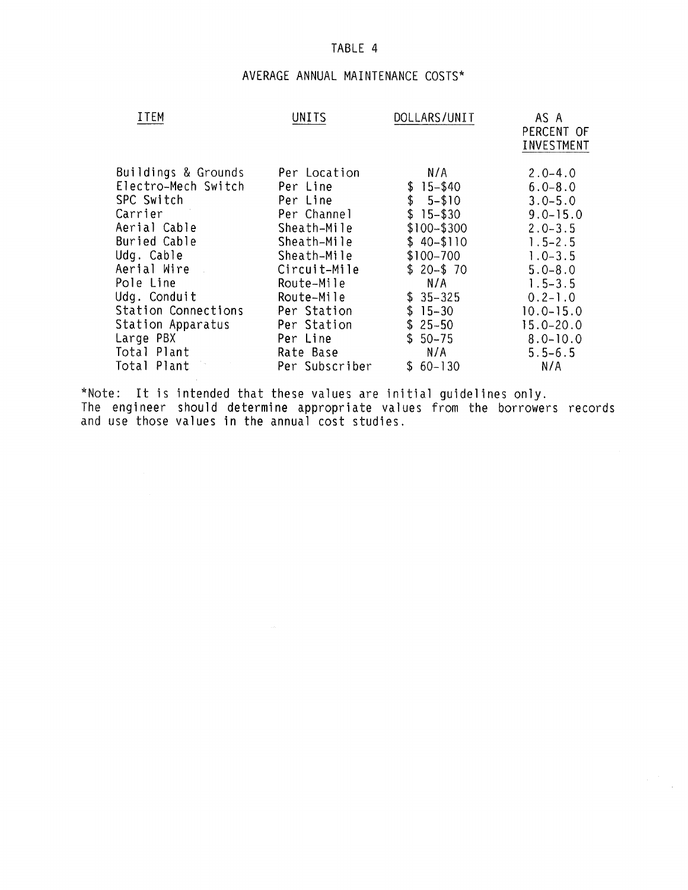TABLE 4

AVERAGE ANNUAL MAINTENANCE COSTS*

| ITEM | UNITS | DOLLARS/UNIT | AS A PERCENT OF INVESTMENT |
|---|---|---|---|
| Buildings & Grounds | Per Location | N/A | 2.0-4.0 |
| Electro-Mech Switch | Per Line | $ 15-$40 | 6.0-8.0 |
| SPC Switch | Per Line | $ 5-$10 | 3.0-5.0 |
| Carrier | Per Channel | $ 15-$30 | 9.0-15.0 |
| Aerial Cable | Sheath-Mile | $100-$300 | 2.0-3.5 |
| Buried Cable | Sheath-Mile | $ 40-$110 | 1.5-2.5 |
| Udg. Cable | Sheath-Mile | $100-700 | 1.0-3.5 |
| Aerial Wire | Circuit-Mile | $ 20-$ 70 | 5.0-8.0 |
| Pole Line | Route-Mile | N/A | 1.5-3.5 |
| Udg. Conduit | Route-Mile | $ 35-325 | 0.2-1.0 |
| Station Connections | Per Station | $ 15-30 | 10.0-15.0 |
| Station Apparatus | Per Station | $ 25-50 | 15.0-20.0 |
| Large PBX | Per Line | $ 50-75 | 8.0-10.0 |
| Total Plant | Rate Base | N/A | 5.5-6.5 |
| Total Plant | Per Subscriber | $ 60-130 | N/A |

*Note: It is intended that these values are initial guidelines only. The engineer should determine appropriate values from the borrowers records and use those values in the annual cost studies.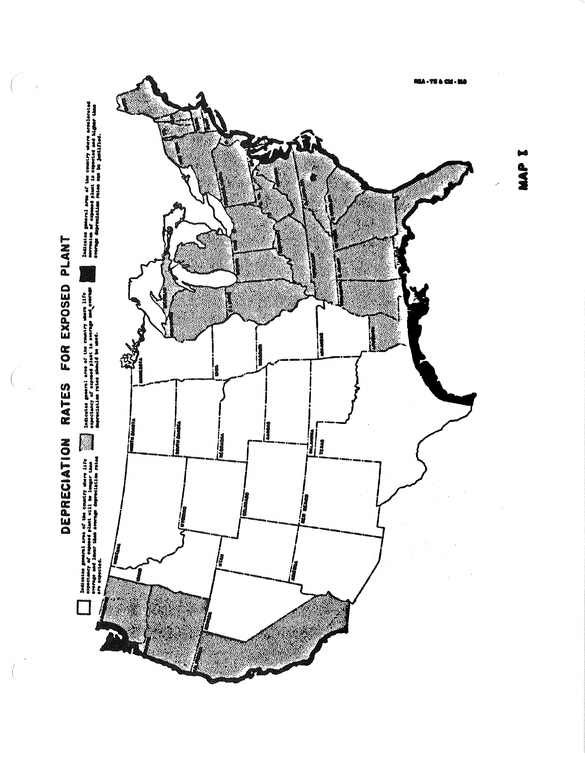# DEPRECIATION RATES FOR EXPOSED PLANT

Indicates general area of the country where life expectancy of exposed plant will be longer than average and lower than average depreciation rates are expected.

Indicates general area of the country where life expectancy of exposed plant is average and average depreciation rates should be used.

Indicates general area of the country where accelerated corrosion of exposed plant is expected and higher than average depreciation rates can be justified.

MAP I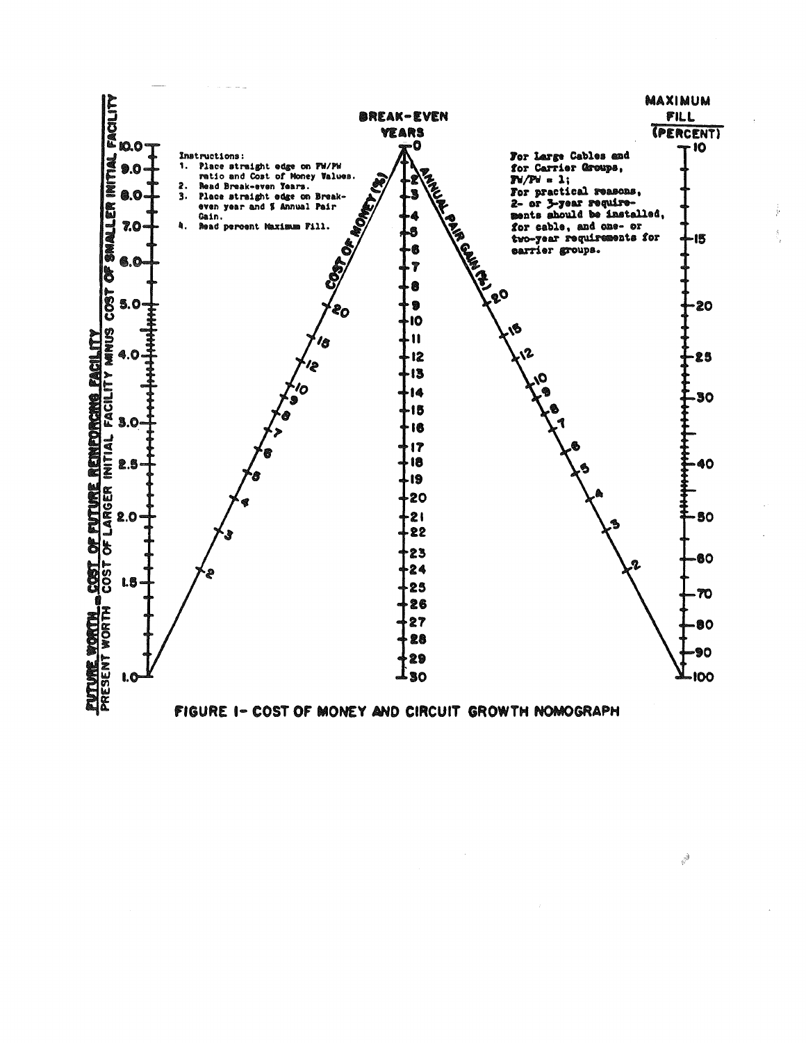$\dfrac{\text{FUTURE WORTH = COST OF FUTURE REINFORCING FACILITY}}{\text{PRESENT WORTH = COST OF LARGER INITIAL FACILITY MINUS COST OF SMALLER INITIAL FACILITY}}$

10.0
9.0
8.0
7.0
6.0
5.0
4.0
3.0
2.5
2.0
1.5
1.0

Instructions:
1. Place straight edge on FW/PW ratio and Cost of Money Values.
2. Read Break-even Years.
3. Place straight edge on Break-even year and % Annual Pair Gain.
4. Read percent Maximum Fill.

COST OF MONEY (%)

20
15
12
10
9
8
7
6
5
4
3
2

BREAK-EVEN YEARS

0
1
2
3
4
5
6
7
8
9
10
11
12
13
14
15
16
17
18
19
20
21
22
23
24
25
26
27
28
29
30

ANNUAL PAIR GAIN (%)

20
15
12
10
9
8
7
6
5
4
3
2

For Large Cables and for Carrier Groups, FW/PW = 1;
For practical reasons, 2- or 3-year requirements should be installed, for cable, and one- or two-year requirements for carrier groups.

MAXIMUM FILL (PERCENT)

10
15
20
25
30
40
50
60
70
80
90
100

FIGURE 1 – COST OF MONEY AND CIRCUIT GROWTH NOMOGRAPH